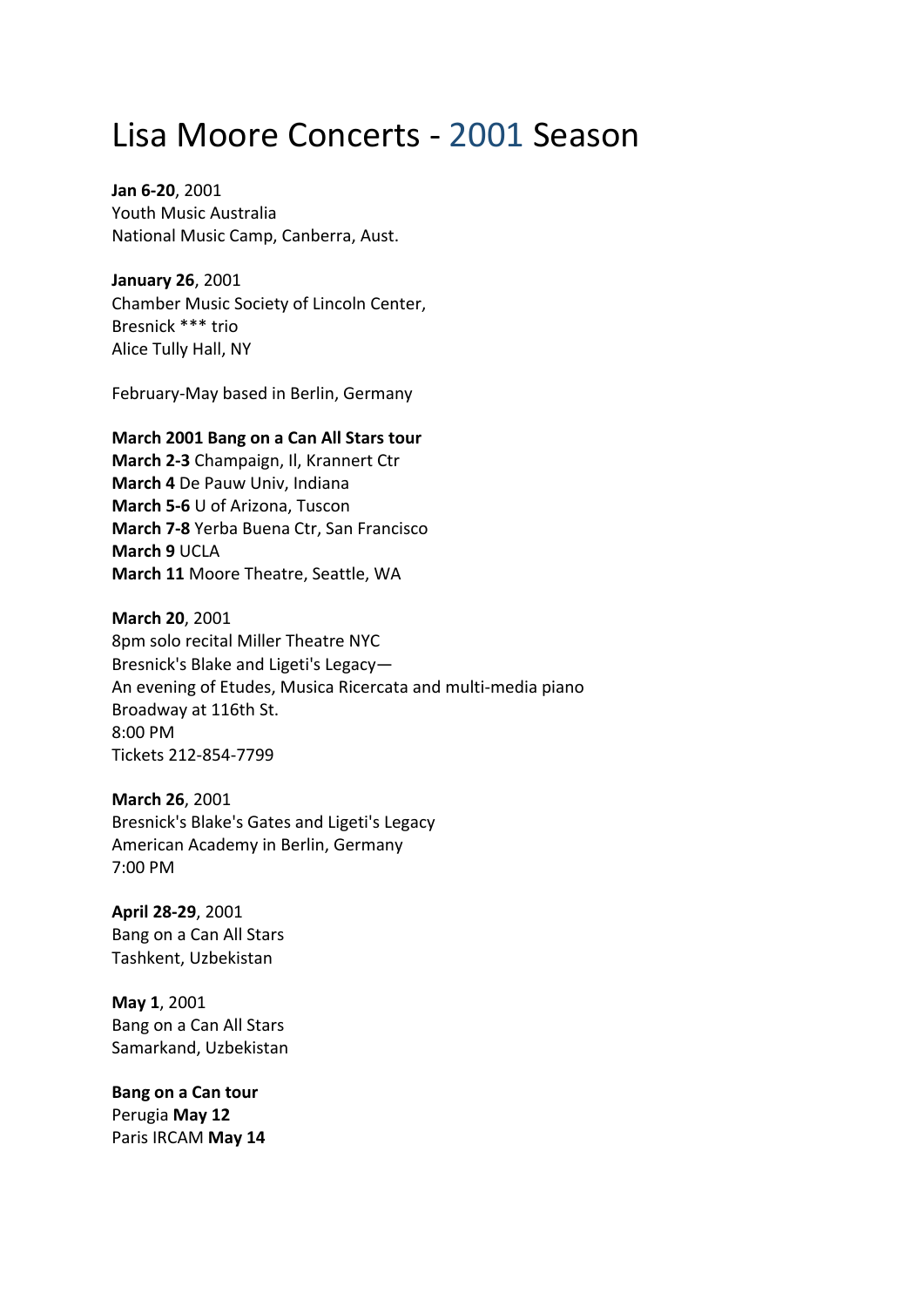# Lisa Moore Concerts - 2001 Season

**Jan 6-20**, 2001
Youth Music Australia
National Music Camp, Canberra, Aust.

**January 26**, 2001
Chamber Music Society of Lincoln Center,
Bresnick *** trio
Alice Tully Hall, NY

February-May based in Berlin, Germany

**March 2001 Bang on a Can All Stars tour**
**March 2-3** Champaign, Il, Krannert Ctr
**March 4** De Pauw Univ, Indiana
**March 5-6** U of Arizona, Tuscon
**March 7-8** Yerba Buena Ctr, San Francisco
**March 9** UCLA
**March 11** Moore Theatre, Seattle, WA

**March 20**, 2001
8pm solo recital Miller Theatre NYC
Bresnick's Blake and Ligeti's Legacy—
An evening of Etudes, Musica Ricercata and multi-media piano
Broadway at 116th St.
8:00 PM
Tickets 212-854-7799

**March 26**, 2001
Bresnick's Blake's Gates and Ligeti's Legacy
American Academy in Berlin, Germany
7:00 PM

**April 28-29**, 2001
Bang on a Can All Stars
Tashkent, Uzbekistan

**May 1**, 2001
Bang on a Can All Stars
Samarkand, Uzbekistan

**Bang on a Can tour**
Perugia **May 12**
Paris IRCAM **May 14**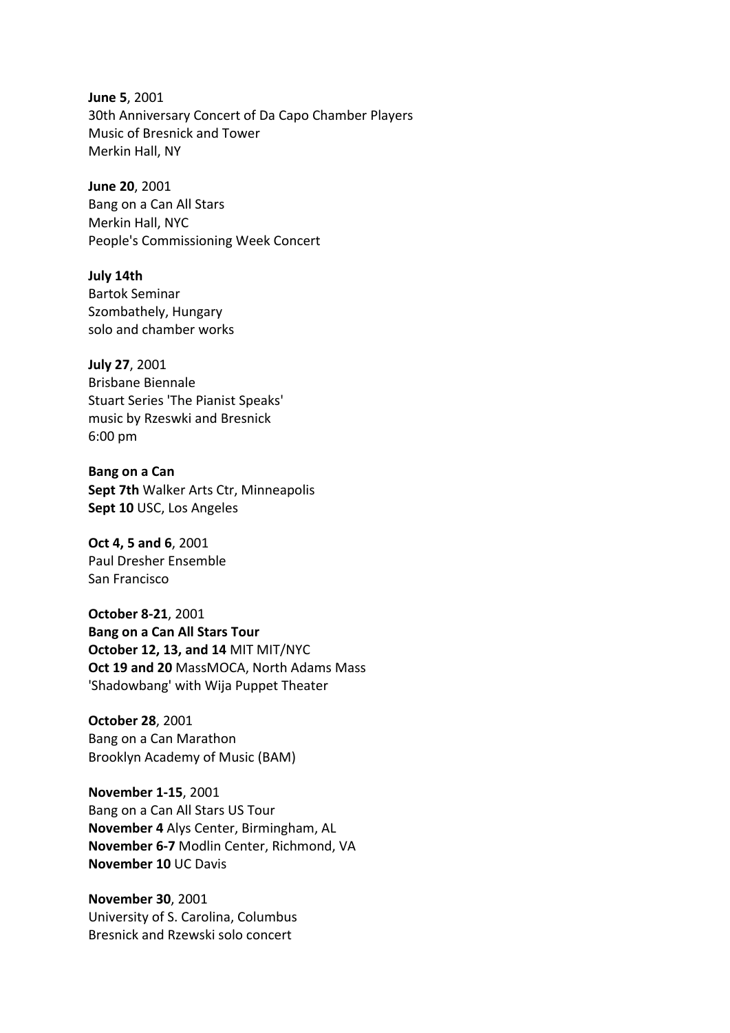**June 5**, 2001
30th Anniversary Concert of Da Capo Chamber Players
Music of Bresnick and Tower
Merkin Hall, NY

**June 20**, 2001
Bang on a Can All Stars
Merkin Hall, NYC
People's Commissioning Week Concert

**July 14th**
Bartok Seminar
Szombathely, Hungary
solo and chamber works

**July 27**, 2001
Brisbane Biennale
Stuart Series 'The Pianist Speaks'
music by Rzeswki and Bresnick
6:00 pm

**Bang on a Can**
**Sept 7th** Walker Arts Ctr, Minneapolis
**Sept 10** USC, Los Angeles

**Oct 4, 5 and 6**, 2001
Paul Dresher Ensemble
San Francisco

**October 8-21**, 2001
**Bang on a Can All Stars Tour**
**October 12, 13, and 14** MIT MIT/NYC
**Oct 19 and 20** MassMOCA, North Adams Mass
'Shadowbang' with Wija Puppet Theater

**October 28**, 2001
Bang on a Can Marathon
Brooklyn Academy of Music (BAM)

**November 1-15**, 2001
Bang on a Can All Stars US Tour
**November 4** Alys Center, Birmingham, AL
**November 6-7** Modlin Center, Richmond, VA
**November 10** UC Davis

**November 30**, 2001
University of S. Carolina, Columbus
Bresnick and Rzewski solo concert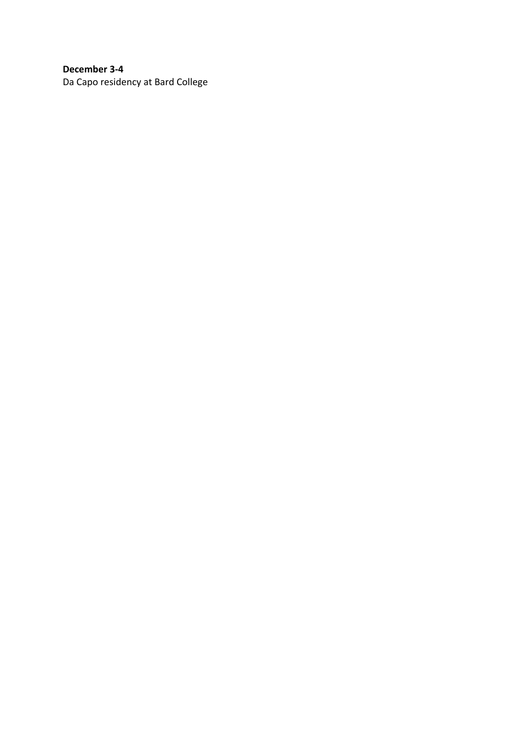**December 3-4**
Da Capo residency at Bard College